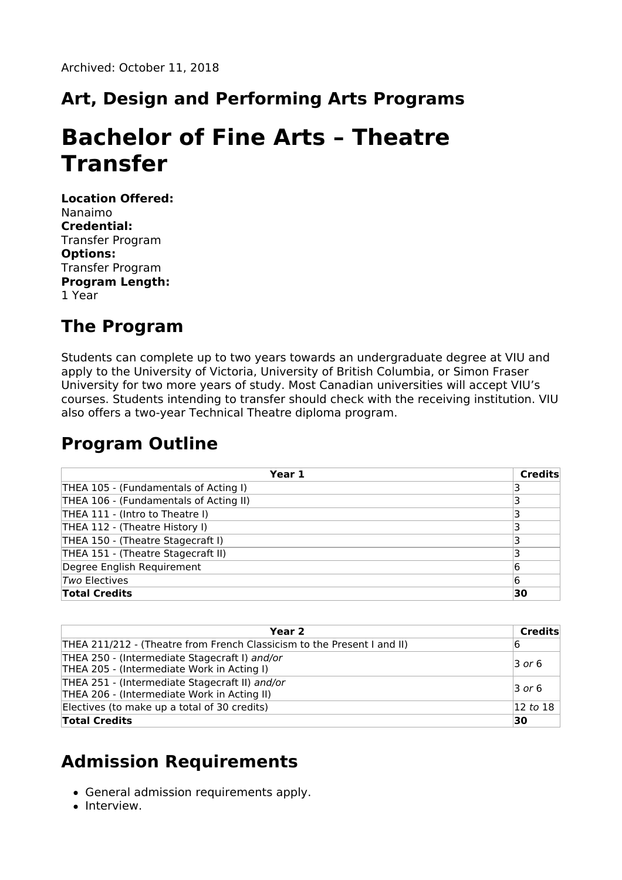Archived: October 11, 2018

## Art, Design and Performing Arts Programs

# Bachelor of Fine Arts – Theatre Transfer

**Location Offered:**
Nanaimo
**Credential:**
Transfer Program
**Options:**
Transfer Program
**Program Length:**
1 Year

## The Program

Students can complete up to two years towards an undergraduate degree at VIU and apply to the University of Victoria, University of British Columbia, or Simon Fraser University for two more years of study. Most Canadian universities will accept VIU's courses. Students intending to transfer should check with the receiving institution. VIU also offers a two-year Technical Theatre diploma program.

## Program Outline

| Year 1 | Credits |
|---|---|
| THEA 105 - (Fundamentals of Acting I) | 3 |
| THEA 106 - (Fundamentals of Acting II) | 3 |
| THEA 111 - (Intro to Theatre I) | 3 |
| THEA 112 - (Theatre History I) | 3 |
| THEA 150 - (Theatre Stagecraft I) | 3 |
| THEA 151 - (Theatre Stagecraft II) | 3 |
| Degree English Requirement | 6 |
| *Two* Electives | 6 |
| **Total Credits** | **30** |

| Year 2 | Credits |
|---|---|
| THEA 211/212 - (Theatre from French Classicism to the Present I and II) | 6 |
| THEA 250 - (Intermediate Stagecraft I) *and/or* THEA 205 - (Intermediate Work in Acting I) | 3 *or* 6 |
| THEA 251 - (Intermediate Stagecraft II) *and/or* THEA 206 - (Intermediate Work in Acting II) | 3 *or* 6 |
| Electives (to make up a total of 30 credits) | 12 *to* 18 |
| **Total Credits** | **30** |

## Admission Requirements

- General admission requirements apply.
- Interview.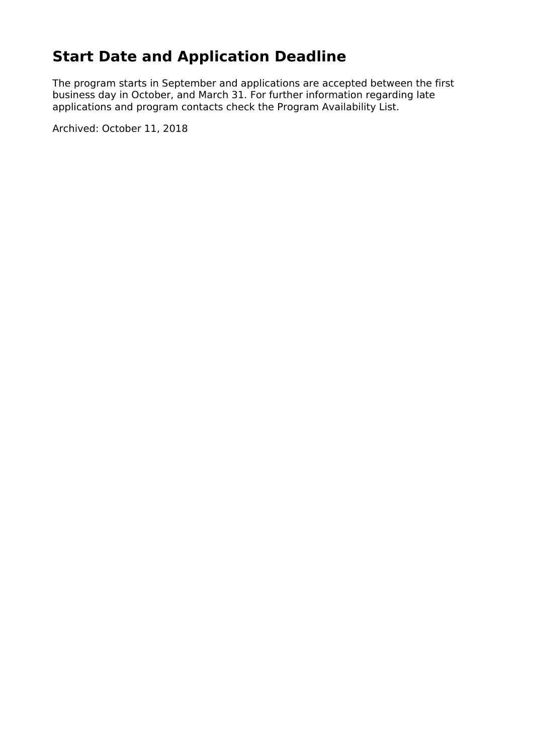## Start Date and Application Deadline

The program starts in September and applications are accepted between the first business day in October, and March 31. For further information regarding late applications and program contacts check the Program Availability List.

Archived: October 11, 2018